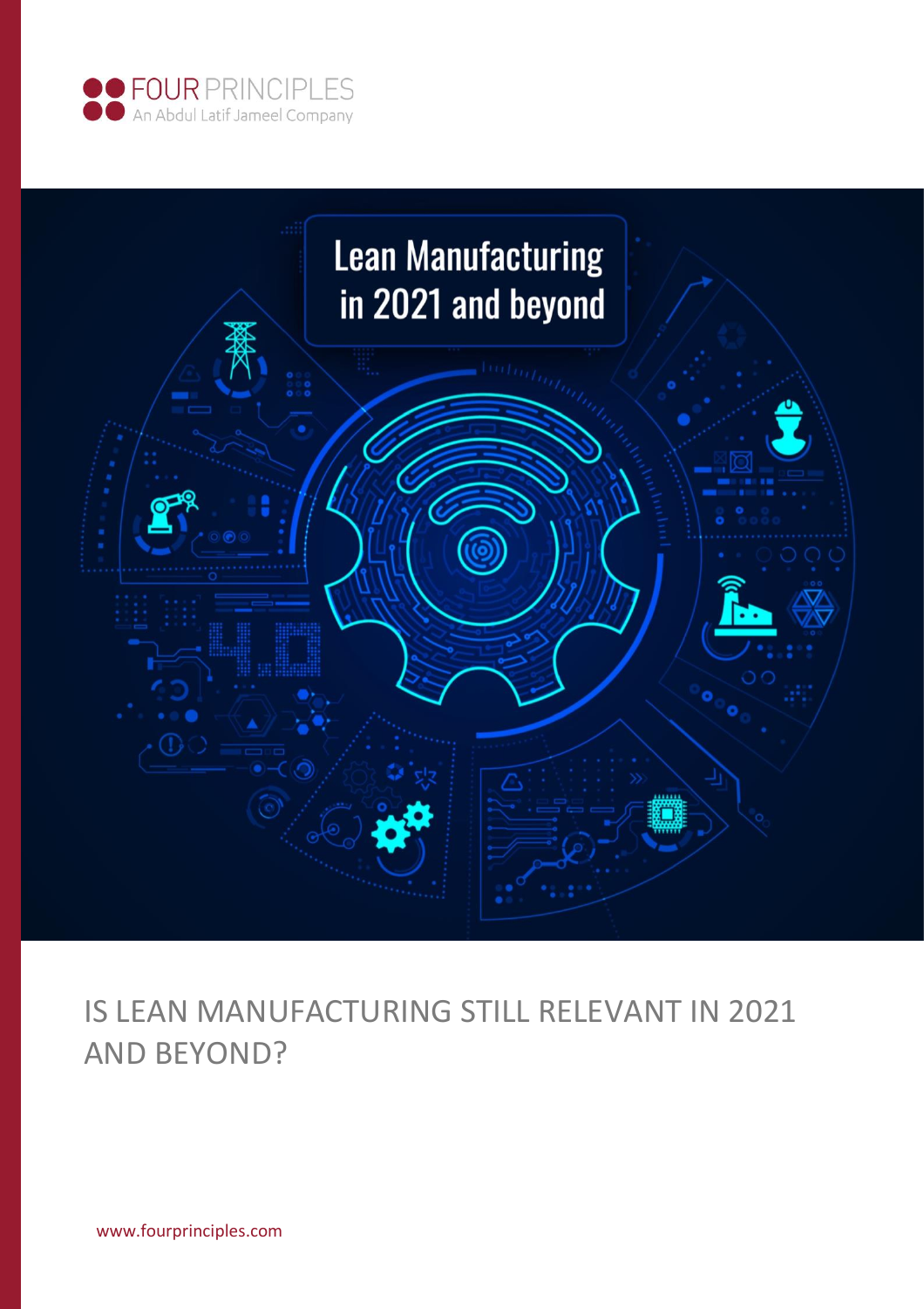FOUR PRINCIPLES
An Abdul Latif Jameel Company

Lean Manufacturing in 2021 and beyond

# IS LEAN MANUFACTURING STILL RELEVANT IN 2021 AND BEYOND?

www.fourprinciples.com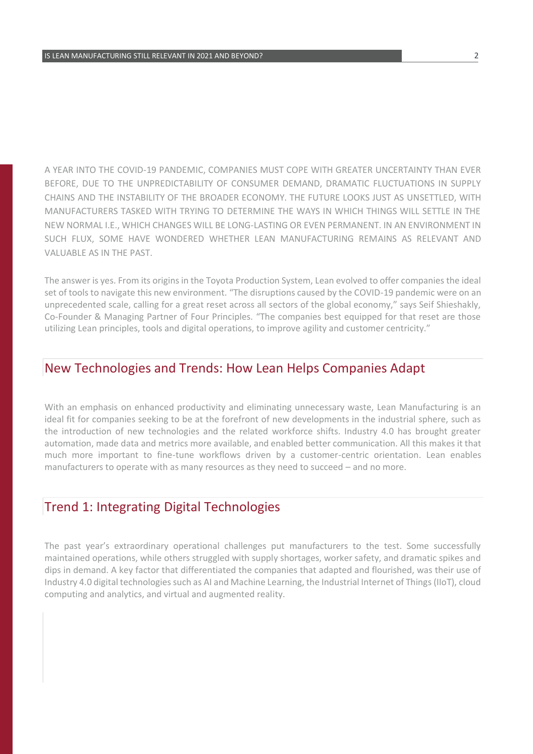A YEAR INTO THE COVID-19 PANDEMIC, COMPANIES MUST COPE WITH GREATER UNCERTAINTY THAN EVER BEFORE, DUE TO THE UNPREDICTABILITY OF CONSUMER DEMAND, DRAMATIC FLUCTUATIONS IN SUPPLY CHAINS AND THE INSTABILITY OF THE BROADER ECONOMY. THE FUTURE LOOKS JUST AS UNSETTLED, WITH MANUFACTURERS TASKED WITH TRYING TO DETERMINE THE WAYS IN WHICH THINGS WILL SETTLE IN THE NEW NORMAL I.E., WHICH CHANGES WILL BE LONG-LASTING OR EVEN PERMANENT. IN AN ENVIRONMENT IN SUCH FLUX, SOME HAVE WONDERED WHETHER LEAN MANUFACTURING REMAINS AS RELEVANT AND VALUABLE AS IN THE PAST.

The answer is yes. From its origins in the Toyota Production System, Lean evolved to offer companies the ideal set of tools to navigate this new environment. "The disruptions caused by the COVID-19 pandemic were on an unprecedented scale, calling for a great reset across all sectors of the global economy," says Seif Shieshakly, Co-Founder & Managing Partner of Four Principles. "The companies best equipped for that reset are those utilizing Lean principles, tools and digital operations, to improve agility and customer centricity."

## New Technologies and Trends: How Lean Helps Companies Adapt

With an emphasis on enhanced productivity and eliminating unnecessary waste, Lean Manufacturing is an ideal fit for companies seeking to be at the forefront of new developments in the industrial sphere, such as the introduction of new technologies and the related workforce shifts. Industry 4.0 has brought greater automation, made data and metrics more available, and enabled better communication. All this makes it that much more important to fine-tune workflows driven by a customer-centric orientation. Lean enables manufacturers to operate with as many resources as they need to succeed – and no more.

## Trend 1: Integrating Digital Technologies

The past year's extraordinary operational challenges put manufacturers to the test. Some successfully maintained operations, while others struggled with supply shortages, worker safety, and dramatic spikes and dips in demand. A key factor that differentiated the companies that adapted and flourished, was their use of Industry 4.0 digital technologies such as AI and Machine Learning, the Industrial Internet of Things (IIoT), cloud computing and analytics, and virtual and augmented reality.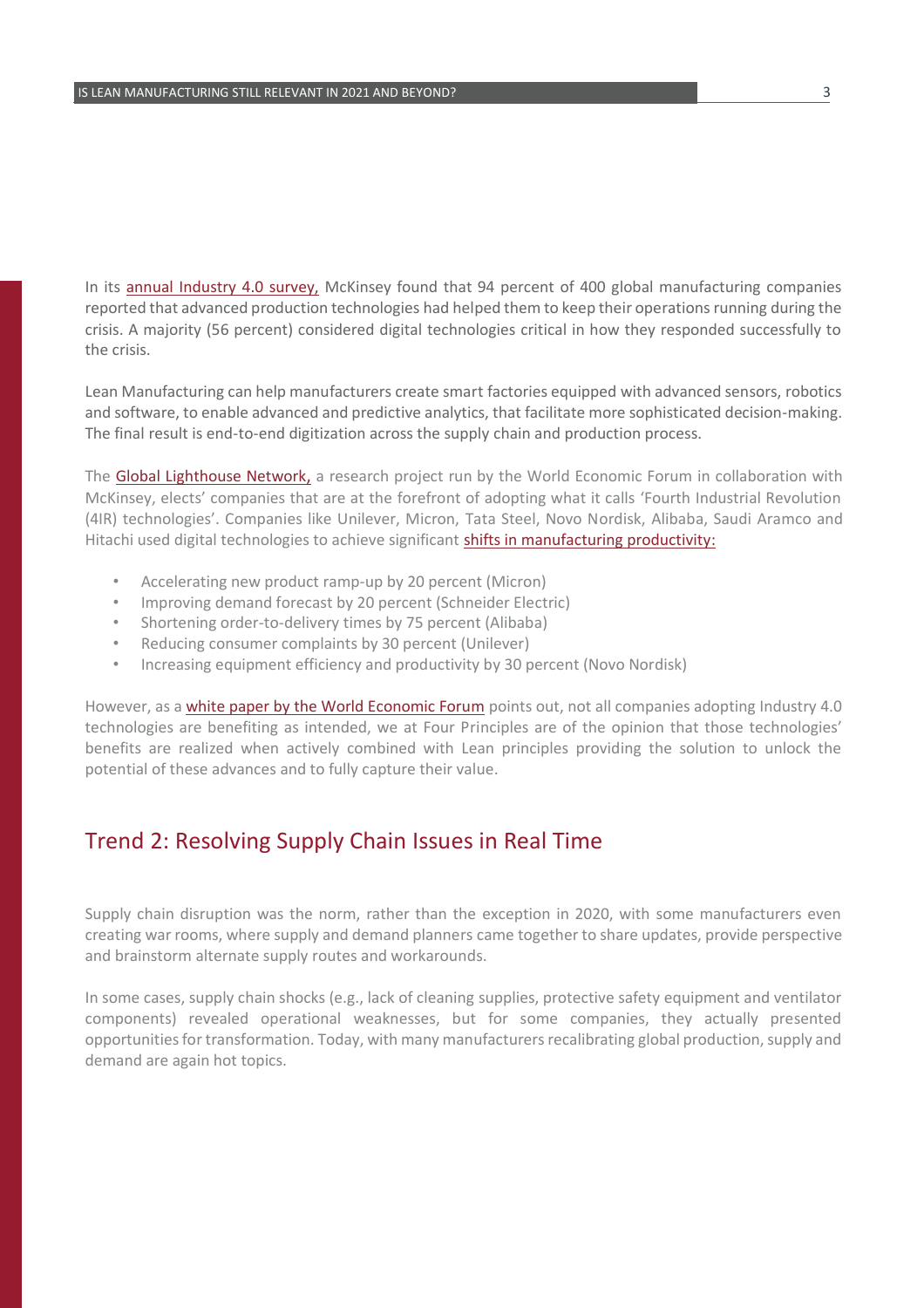In its annual Industry 4.0 survey, McKinsey found that 94 percent of 400 global manufacturing companies reported that advanced production technologies had helped them to keep their operations running during the crisis. A majority (56 percent) considered digital technologies critical in how they responded successfully to the crisis.

Lean Manufacturing can help manufacturers create smart factories equipped with advanced sensors, robotics and software, to enable advanced and predictive analytics, that facilitate more sophisticated decision-making. The final result is end-to-end digitization across the supply chain and production process.

The Global Lighthouse Network, a research project run by the World Economic Forum in collaboration with McKinsey, elects' companies that are at the forefront of adopting what it calls 'Fourth Industrial Revolution (4IR) technologies'. Companies like Unilever, Micron, Tata Steel, Novo Nordisk, Alibaba, Saudi Aramco and Hitachi used digital technologies to achieve significant shifts in manufacturing productivity:

- Accelerating new product ramp-up by 20 percent (Micron)
- Improving demand forecast by 20 percent (Schneider Electric)
- Shortening order-to-delivery times by 75 percent (Alibaba)
- Reducing consumer complaints by 30 percent (Unilever)
- Increasing equipment efficiency and productivity by 30 percent (Novo Nordisk)

However, as a white paper by the World Economic Forum points out, not all companies adopting Industry 4.0 technologies are benefiting as intended, we at Four Principles are of the opinion that those technologies' benefits are realized when actively combined with Lean principles providing the solution to unlock the potential of these advances and to fully capture their value.

## Trend 2: Resolving Supply Chain Issues in Real Time

Supply chain disruption was the norm, rather than the exception in 2020, with some manufacturers even creating war rooms, where supply and demand planners came together to share updates, provide perspective and brainstorm alternate supply routes and workarounds.

In some cases, supply chain shocks (e.g., lack of cleaning supplies, protective safety equipment and ventilator components) revealed operational weaknesses, but for some companies, they actually presented opportunities for transformation. Today, with many manufacturers recalibrating global production, supply and demand are again hot topics.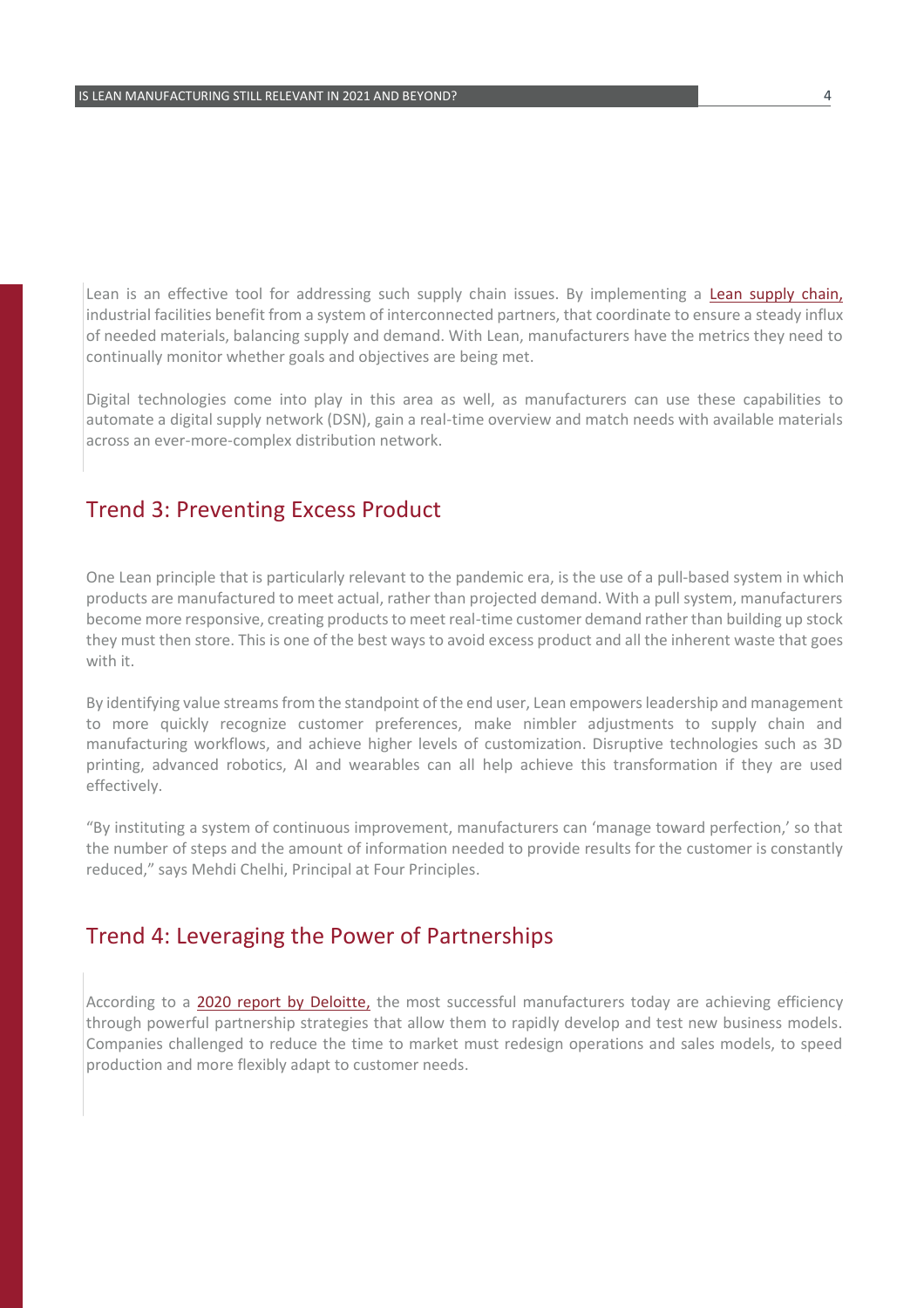Lean is an effective tool for addressing such supply chain issues. By implementing a Lean supply chain, industrial facilities benefit from a system of interconnected partners, that coordinate to ensure a steady influx of needed materials, balancing supply and demand. With Lean, manufacturers have the metrics they need to continually monitor whether goals and objectives are being met.

Digital technologies come into play in this area as well, as manufacturers can use these capabilities to automate a digital supply network (DSN), gain a real-time overview and match needs with available materials across an ever-more-complex distribution network.

## Trend 3: Preventing Excess Product

One Lean principle that is particularly relevant to the pandemic era, is the use of a pull-based system in which products are manufactured to meet actual, rather than projected demand. With a pull system, manufacturers become more responsive, creating products to meet real-time customer demand rather than building up stock they must then store. This is one of the best ways to avoid excess product and all the inherent waste that goes with it.

By identifying value streams from the standpoint of the end user, Lean empowers leadership and management to more quickly recognize customer preferences, make nimbler adjustments to supply chain and manufacturing workflows, and achieve higher levels of customization. Disruptive technologies such as 3D printing, advanced robotics, AI and wearables can all help achieve this transformation if they are used effectively.

"By instituting a system of continuous improvement, manufacturers can 'manage toward perfection,' so that the number of steps and the amount of information needed to provide results for the customer is constantly reduced," says Mehdi Chelhi, Principal at Four Principles.

## Trend 4: Leveraging the Power of Partnerships

According to a 2020 report by Deloitte, the most successful manufacturers today are achieving efficiency through powerful partnership strategies that allow them to rapidly develop and test new business models. Companies challenged to reduce the time to market must redesign operations and sales models, to speed production and more flexibly adapt to customer needs.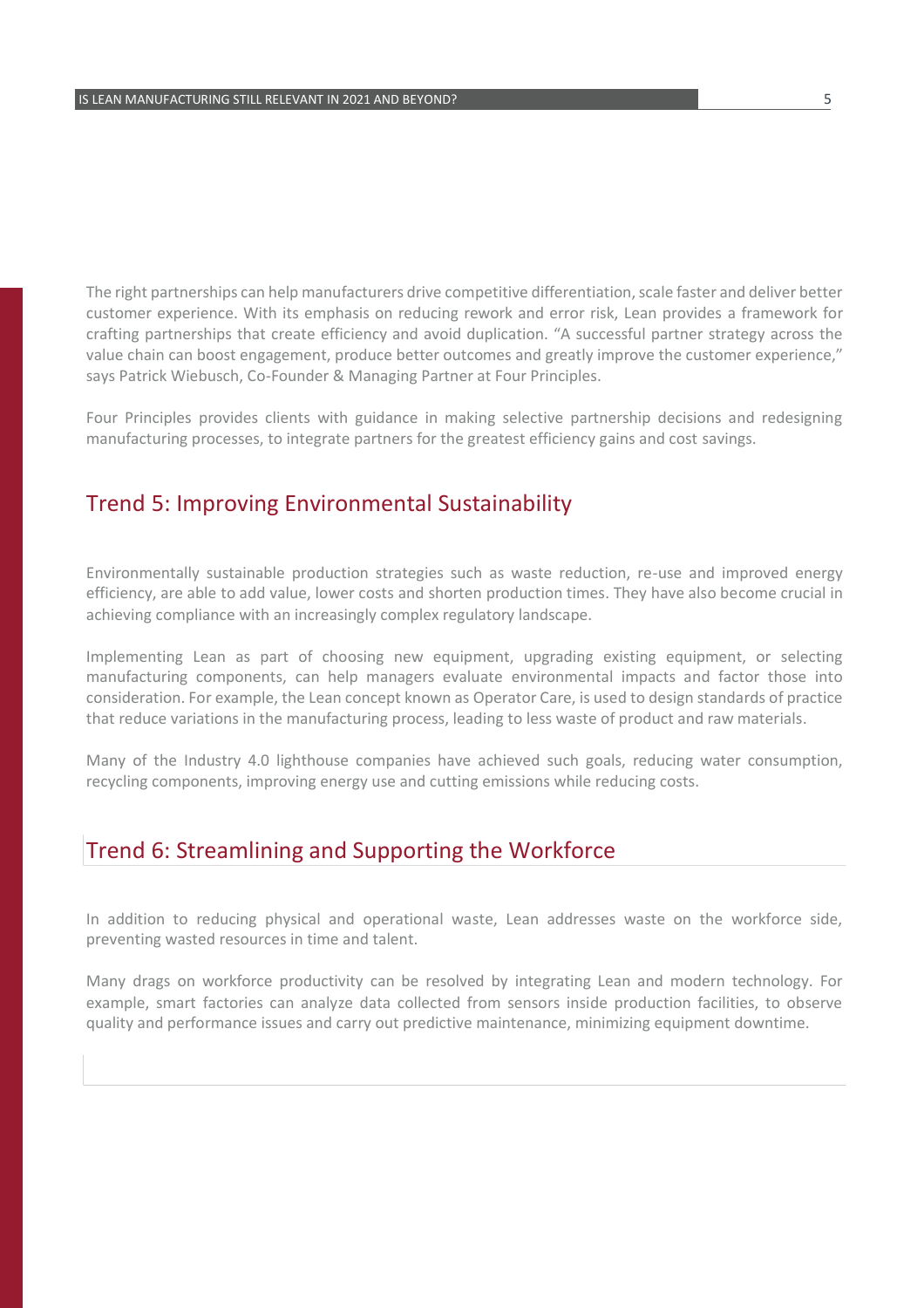The right partnerships can help manufacturers drive competitive differentiation, scale faster and deliver better customer experience. With its emphasis on reducing rework and error risk, Lean provides a framework for crafting partnerships that create efficiency and avoid duplication. "A successful partner strategy across the value chain can boost engagement, produce better outcomes and greatly improve the customer experience," says Patrick Wiebusch, Co-Founder & Managing Partner at Four Principles.

Four Principles provides clients with guidance in making selective partnership decisions and redesigning manufacturing processes, to integrate partners for the greatest efficiency gains and cost savings.

## Trend 5: Improving Environmental Sustainability

Environmentally sustainable production strategies such as waste reduction, re-use and improved energy efficiency, are able to add value, lower costs and shorten production times. They have also become crucial in achieving compliance with an increasingly complex regulatory landscape.

Implementing Lean as part of choosing new equipment, upgrading existing equipment, or selecting manufacturing components, can help managers evaluate environmental impacts and factor those into consideration. For example, the Lean concept known as Operator Care, is used to design standards of practice that reduce variations in the manufacturing process, leading to less waste of product and raw materials.

Many of the Industry 4.0 lighthouse companies have achieved such goals, reducing water consumption, recycling components, improving energy use and cutting emissions while reducing costs.

## Trend 6: Streamlining and Supporting the Workforce

In addition to reducing physical and operational waste, Lean addresses waste on the workforce side, preventing wasted resources in time and talent.

Many drags on workforce productivity can be resolved by integrating Lean and modern technology. For example, smart factories can analyze data collected from sensors inside production facilities, to observe quality and performance issues and carry out predictive maintenance, minimizing equipment downtime.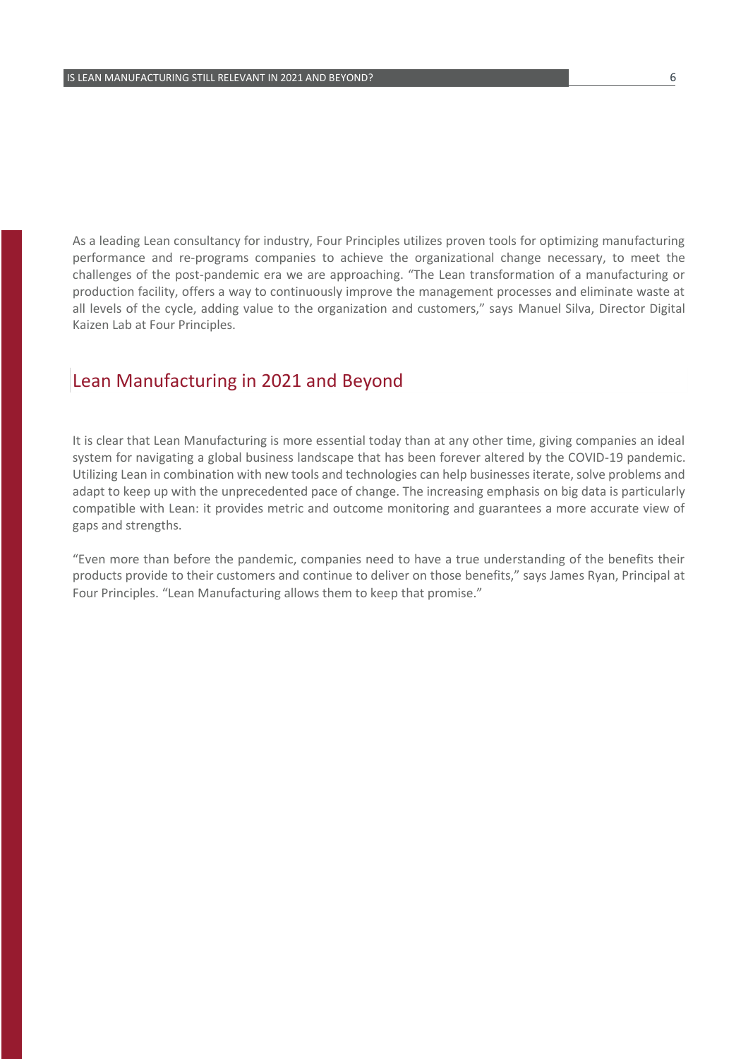As a leading Lean consultancy for industry, Four Principles utilizes proven tools for optimizing manufacturing performance and re-programs companies to achieve the organizational change necessary, to meet the challenges of the post-pandemic era we are approaching. "The Lean transformation of a manufacturing or production facility, offers a way to continuously improve the management processes and eliminate waste at all levels of the cycle, adding value to the organization and customers," says Manuel Silva, Director Digital Kaizen Lab at Four Principles.

## Lean Manufacturing in 2021 and Beyond

It is clear that Lean Manufacturing is more essential today than at any other time, giving companies an ideal system for navigating a global business landscape that has been forever altered by the COVID-19 pandemic. Utilizing Lean in combination with new tools and technologies can help businesses iterate, solve problems and adapt to keep up with the unprecedented pace of change. The increasing emphasis on big data is particularly compatible with Lean: it provides metric and outcome monitoring and guarantees a more accurate view of gaps and strengths.

"Even more than before the pandemic, companies need to have a true understanding of the benefits their products provide to their customers and continue to deliver on those benefits," says James Ryan, Principal at Four Principles. "Lean Manufacturing allows them to keep that promise."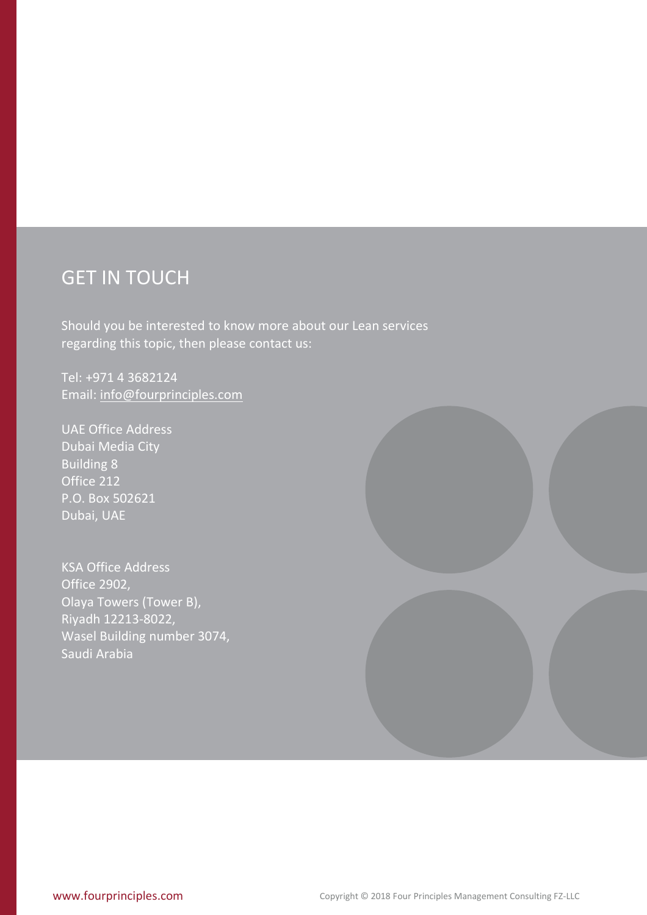## GET IN TOUCH

Should you be interested to know more about our Lean services regarding this topic, then please contact us:

Tel: +971 4 3682124
Email: info@fourprinciples.com

UAE Office Address
Dubai Media City
Building 8
Office 212
P.O. Box 502621
Dubai, UAE

KSA Office Address
Office 2902,
Olaya Towers (Tower B),
Riyadh 12213-8022,
Wasel Building number 3074,
Saudi Arabia

www.fourprinciples.com

Copyright © 2018 Four Principles Management Consulting FZ-LLC